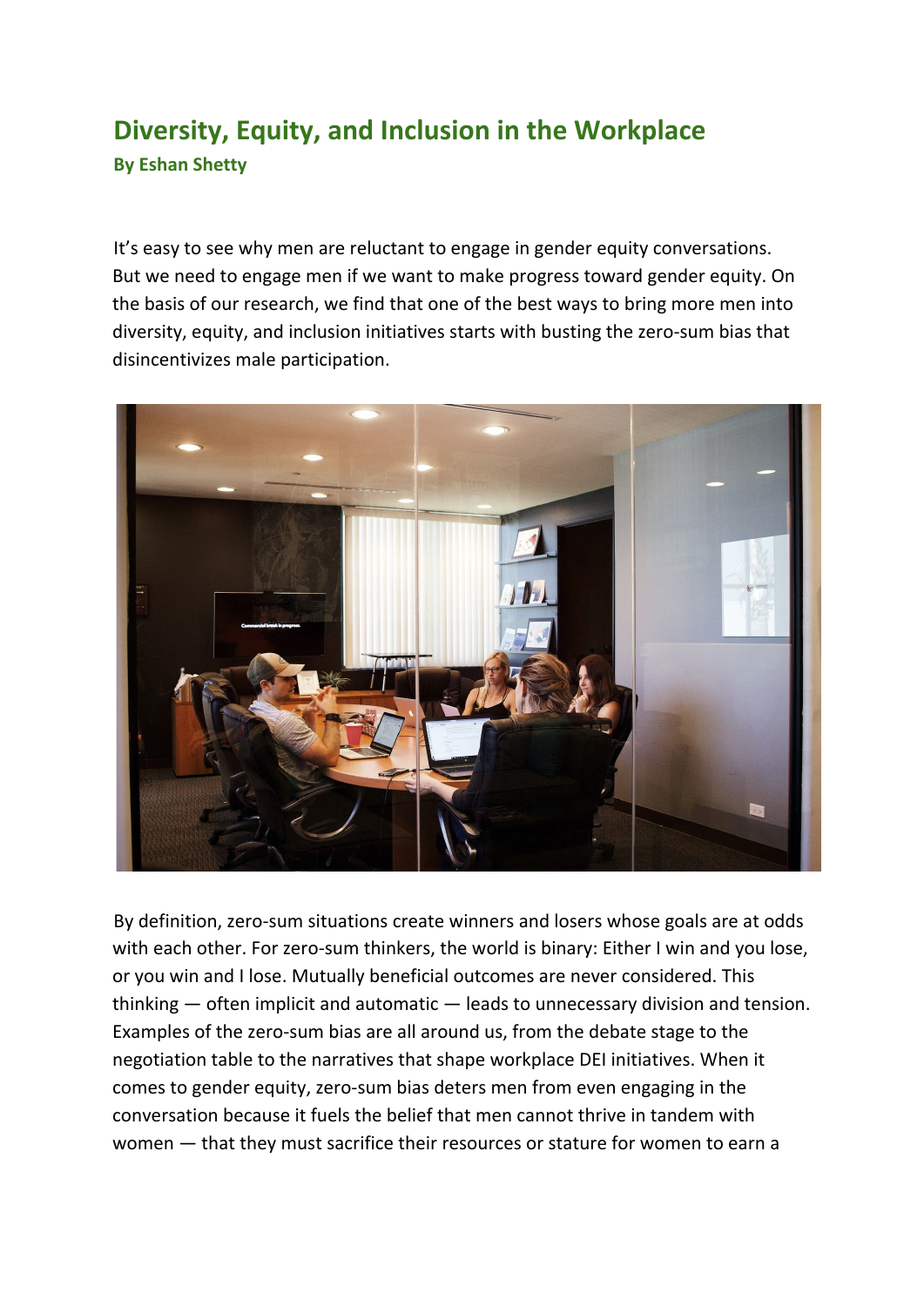# Diversity, Equity, and Inclusion in the Workplace

**By Eshan Shetty**

It's easy to see why men are reluctant to engage in gender equity conversations. But we need to engage men if we want to make progress toward gender equity. On the basis of our research, we find that one of the best ways to bring more men into diversity, equity, and inclusion initiatives starts with busting the zero-sum bias that disincentivizes male participation.

By definition, zero-sum situations create winners and losers whose goals are at odds with each other. For zero-sum thinkers, the world is binary: Either I win and you lose, or you win and I lose. Mutually beneficial outcomes are never considered. This thinking — often implicit and automatic — leads to unnecessary division and tension. Examples of the zero-sum bias are all around us, from the debate stage to the negotiation table to the narratives that shape workplace DEI initiatives. When it comes to gender equity, zero-sum bias deters men from even engaging in the conversation because it fuels the belief that men cannot thrive in tandem with women — that they must sacrifice their resources or stature for women to earn a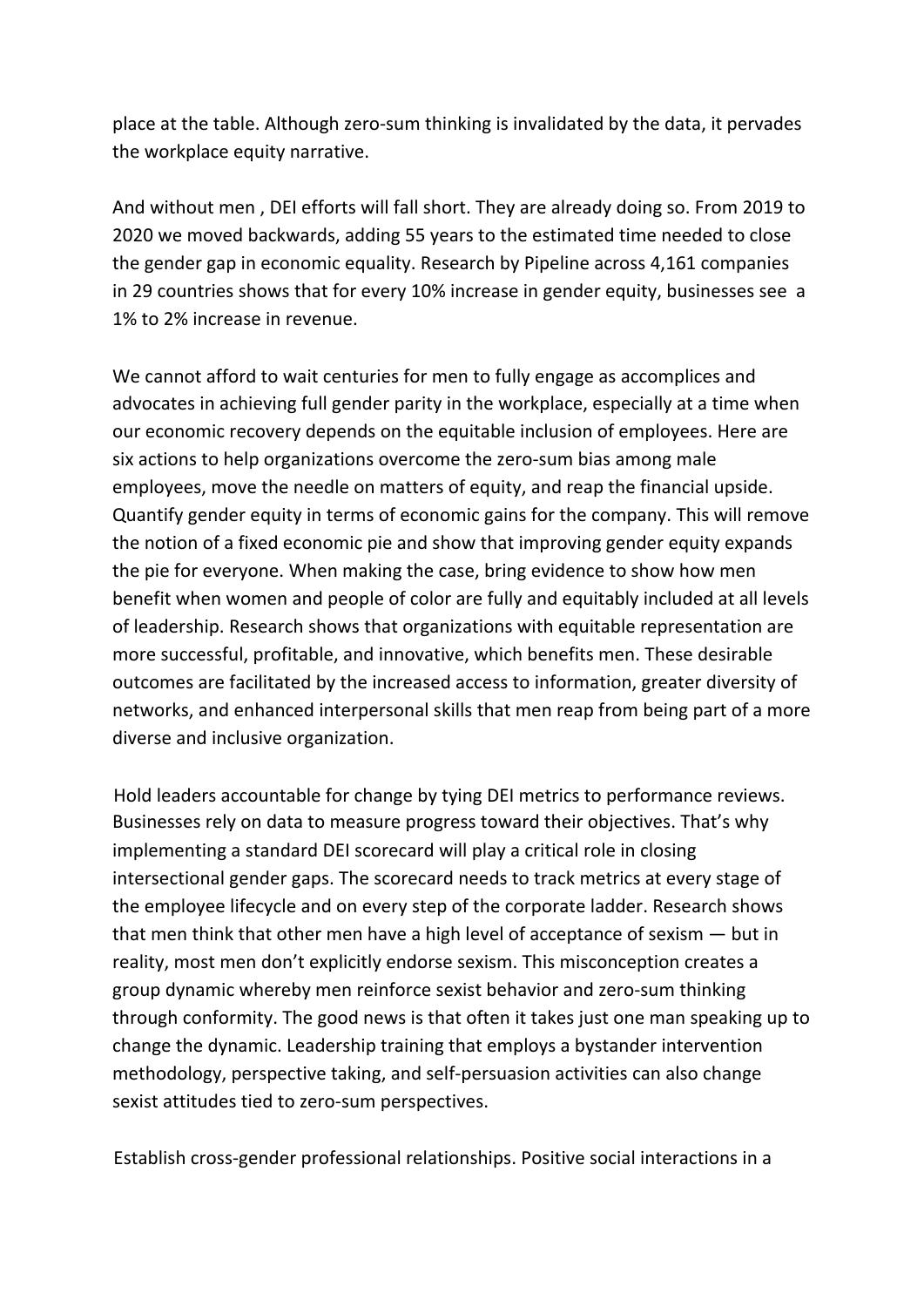place at the table. Although zero-sum thinking is invalidated by the data, it pervades the workplace equity narrative.

And without men , DEI efforts will fall short. They are already doing so. From 2019 to 2020 we moved backwards, adding 55 years to the estimated time needed to close the gender gap in economic equality. Research by Pipeline across 4,161 companies in 29 countries shows that for every 10% increase in gender equity, businesses see a 1% to 2% increase in revenue.

We cannot afford to wait centuries for men to fully engage as accomplices and advocates in achieving full gender parity in the workplace, especially at a time when our economic recovery depends on the equitable inclusion of employees. Here are six actions to help organizations overcome the zero-sum bias among male employees, move the needle on matters of equity, and reap the financial upside. Quantify gender equity in terms of economic gains for the company. This will remove the notion of a fixed economic pie and show that improving gender equity expands the pie for everyone. When making the case, bring evidence to show how men benefit when women and people of color are fully and equitably included at all levels of leadership. Research shows that organizations with equitable representation are more successful, profitable, and innovative, which benefits men. These desirable outcomes are facilitated by the increased access to information, greater diversity of networks, and enhanced interpersonal skills that men reap from being part of a more diverse and inclusive organization.

Hold leaders accountable for change by tying DEI metrics to performance reviews. Businesses rely on data to measure progress toward their objectives. That's why implementing a standard DEI scorecard will play a critical role in closing intersectional gender gaps. The scorecard needs to track metrics at every stage of the employee lifecycle and on every step of the corporate ladder. Research shows that men think that other men have a high level of acceptance of sexism — but in reality, most men don't explicitly endorse sexism. This misconception creates a group dynamic whereby men reinforce sexist behavior and zero-sum thinking through conformity. The good news is that often it takes just one man speaking up to change the dynamic. Leadership training that employs a bystander intervention methodology, perspective taking, and self-persuasion activities can also change sexist attitudes tied to zero-sum perspectives.

Establish cross-gender professional relationships. Positive social interactions in a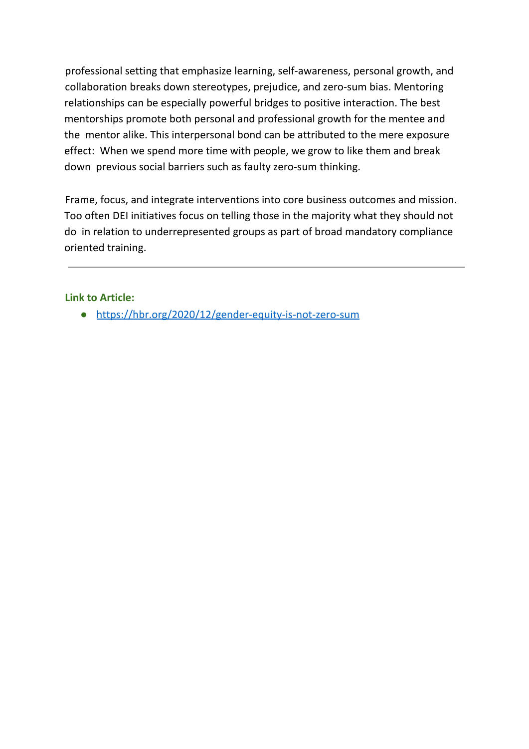professional setting that emphasize learning, self-awareness, personal growth, and collaboration breaks down stereotypes, prejudice, and zero-sum bias. Mentoring relationships can be especially powerful bridges to positive interaction. The best mentorships promote both personal and professional growth for the mentee and the mentor alike. This interpersonal bond can be attributed to the mere exposure effect: When we spend more time with people, we grow to like them and break down previous social barriers such as faulty zero-sum thinking.

Frame, focus, and integrate interventions into core business outcomes and mission. Too often DEI initiatives focus on telling those in the majority what they should not do in relation to underrepresented groups as part of broad mandatory compliance oriented training.

---

**Link to Article:**

- https://hbr.org/2020/12/gender-equity-is-not-zero-sum